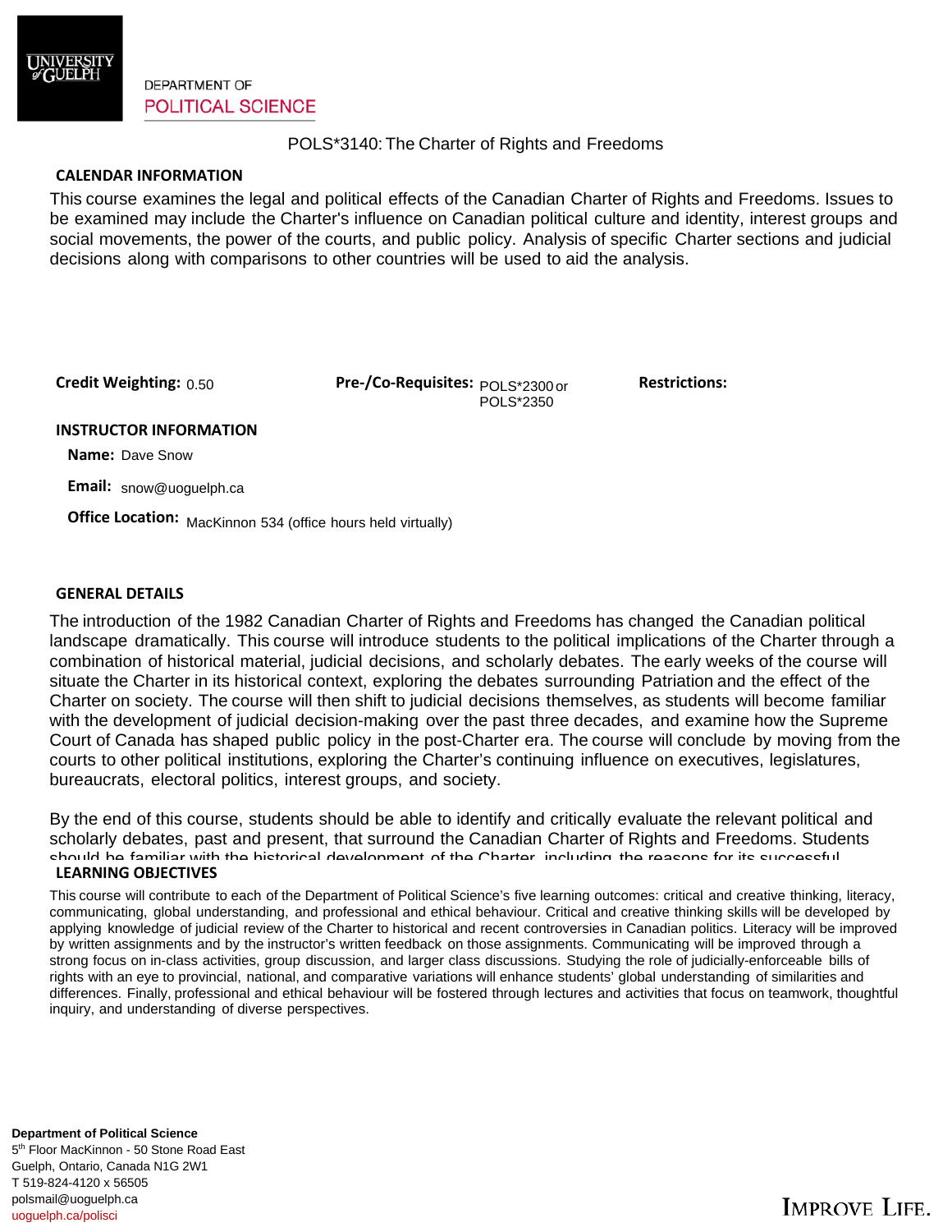DEPARTMENT OF
POLITICAL SCIENCE

# POLS*3140: The Charter of Rights and Freedoms

## CALENDAR INFORMATION

This course examines the legal and political effects of the Canadian Charter of Rights and Freedoms. Issues to be examined may include the Charter's influence on Canadian political culture and identity, interest groups and social movements, the power of the courts, and public policy. Analysis of specific Charter sections and judicial decisions along with comparisons to other countries will be used to aid the analysis.

**Credit Weighting:** 0.50

**Pre-/Co-Requisites:** POLS*2300 or POLS*2350

**Restrictions:**

## INSTRUCTOR INFORMATION

**Name:** Dave Snow

**Email:** snow@uoguelph.ca

**Office Location:** MacKinnon 534 (office hours held virtually)

## GENERAL DETAILS

The introduction of the 1982 Canadian Charter of Rights and Freedoms has changed the Canadian political landscape dramatically. This course will introduce students to the political implications of the Charter through a combination of historical material, judicial decisions, and scholarly debates. The early weeks of the course will situate the Charter in its historical context, exploring the debates surrounding Patriation and the effect of the Charter on society. The course will then shift to judicial decisions themselves, as students will become familiar with the development of judicial decision-making over the past three decades, and examine how the Supreme Court of Canada has shaped public policy in the post-Charter era. The course will conclude by moving from the courts to other political institutions, exploring the Charter's continuing influence on executives, legislatures, bureaucrats, electoral politics, interest groups, and society.

By the end of this course, students should be able to identify and critically evaluate the relevant political and scholarly debates, past and present, that surround the Canadian Charter of Rights and Freedoms. Students should be familiar with the historical development of the Charter, including the reasons for its successful

## LEARNING OBJECTIVES

This course will contribute to each of the Department of Political Science's five learning outcomes: critical and creative thinking, literacy, communicating, global understanding, and professional and ethical behaviour. Critical and creative thinking skills will be developed by applying knowledge of judicial review of the Charter to historical and recent controversies in Canadian politics. Literacy will be improved by written assignments and by the instructor's written feedback on those assignments. Communicating will be improved through a strong focus on in-class activities, group discussion, and larger class discussions. Studying the role of judicially-enforceable bills of rights with an eye to provincial, national, and comparative variations will enhance students' global understanding of similarities and differences. Finally, professional and ethical behaviour will be fostered through lectures and activities that focus on teamwork, thoughtful inquiry, and understanding of diverse perspectives.

**Department of Political Science**
5th Floor MacKinnon - 50 Stone Road East
Guelph, Ontario, Canada N1G 2W1
T 519-824-4120 x 56505
polsmail@uoguelph.ca
uoguelph.ca/polisci

IMPROVE LIFE.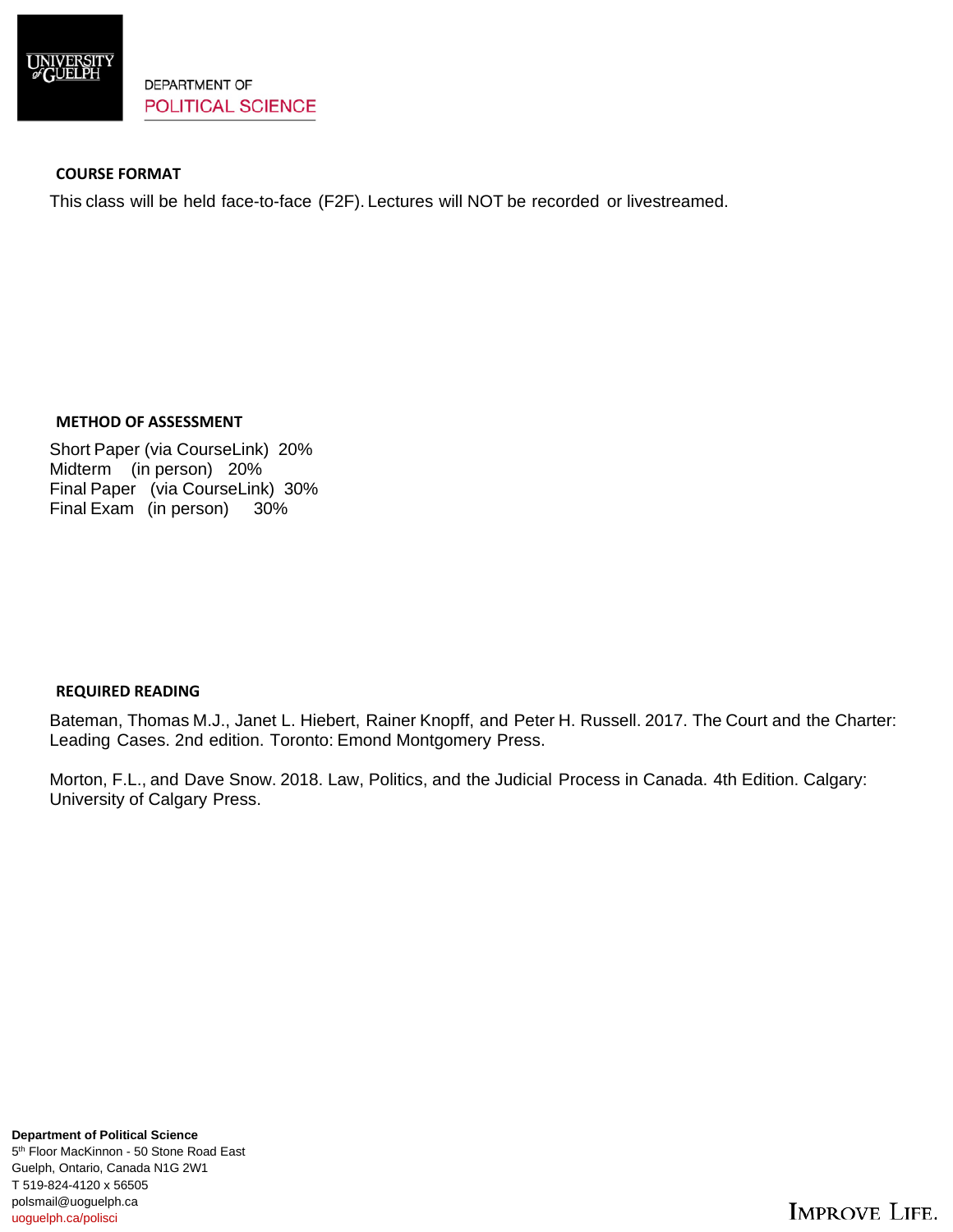## COURSE FORMAT

This class will be held face-to-face (F2F). Lectures will NOT be recorded or livestreamed.

## METHOD OF ASSESSMENT

| | | |
|---|---|---|
| Short Paper | (via CourseLink) | 20% |
| Midterm | (in person) | 20% |
| Final Paper | (via CourseLink) | 30% |
| Final Exam | (in person) | 30% |

## REQUIRED READING

Bateman, Thomas M.J., Janet L. Hiebert, Rainer Knopff, and Peter H. Russell. 2017. The Court and the Charter: Leading Cases. 2nd edition. Toronto: Emond Montgomery Press.

Morton, F.L., and Dave Snow. 2018. Law, Politics, and the Judicial Process in Canada. 4th Edition. Calgary: University of Calgary Press.